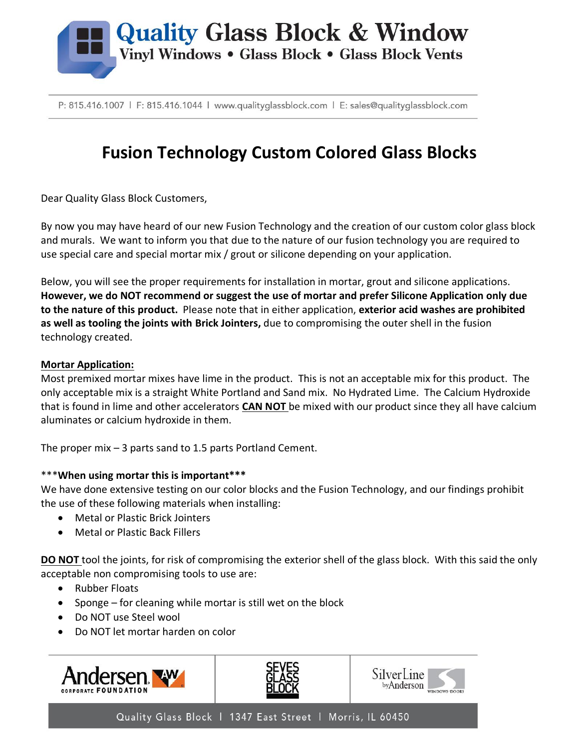# Quality Glass Block & Window

Vinyl Windows • Glass Block • Glass Block Vents

P: 815.416.1007 | F: 815.416.1044 | www.qualityglassblock.com | E: sales@qualityglassblock.com

## Fusion Technology Custom Colored Glass Blocks

Dear Quality Glass Block Customers,

By now you may have heard of our new Fusion Technology and the creation of our custom color glass block and murals. We want to inform you that due to the nature of our fusion technology you are required to use special care and special mortar mix / grout or silicone depending on your application.

Below, you will see the proper requirements for installation in mortar, grout and silicone applications. **However, we do NOT recommend or suggest the use of mortar and prefer Silicone Application only due to the nature of this product.** Please note that in either application, **exterior acid washes are prohibited as well as tooling the joints with Brick Jointers,** due to compromising the outer shell in the fusion technology created.

**Mortar Application:**

Most premixed mortar mixes have lime in the product. This is not an acceptable mix for this product. The only acceptable mix is a straight White Portland and Sand mix. No Hydrated Lime. The Calcium Hydroxide that is found in lime and other accelerators **CAN NOT** be mixed with our product since they all have calcium aluminates or calcium hydroxide in them.

The proper mix – 3 parts sand to 1.5 parts Portland Cement.

*****When using mortar this is important*****

We have done extensive testing on our color blocks and the Fusion Technology, and our findings prohibit the use of these following materials when installing:

- Metal or Plastic Brick Jointers
- Metal or Plastic Back Fillers

**DO NOT** tool the joints, for risk of compromising the exterior shell of the glass block. With this said the only acceptable non compromising tools to use are:

- Rubber Floats
- Sponge – for cleaning while mortar is still wet on the block
- Do NOT use Steel wool
- Do NOT let mortar harden on color

Andersen Corporate Foundation | Seves Glass Block | Silver Line by Anderson Windows Doors

Quality Glass Block | 1347 East Street | Morris, IL 60450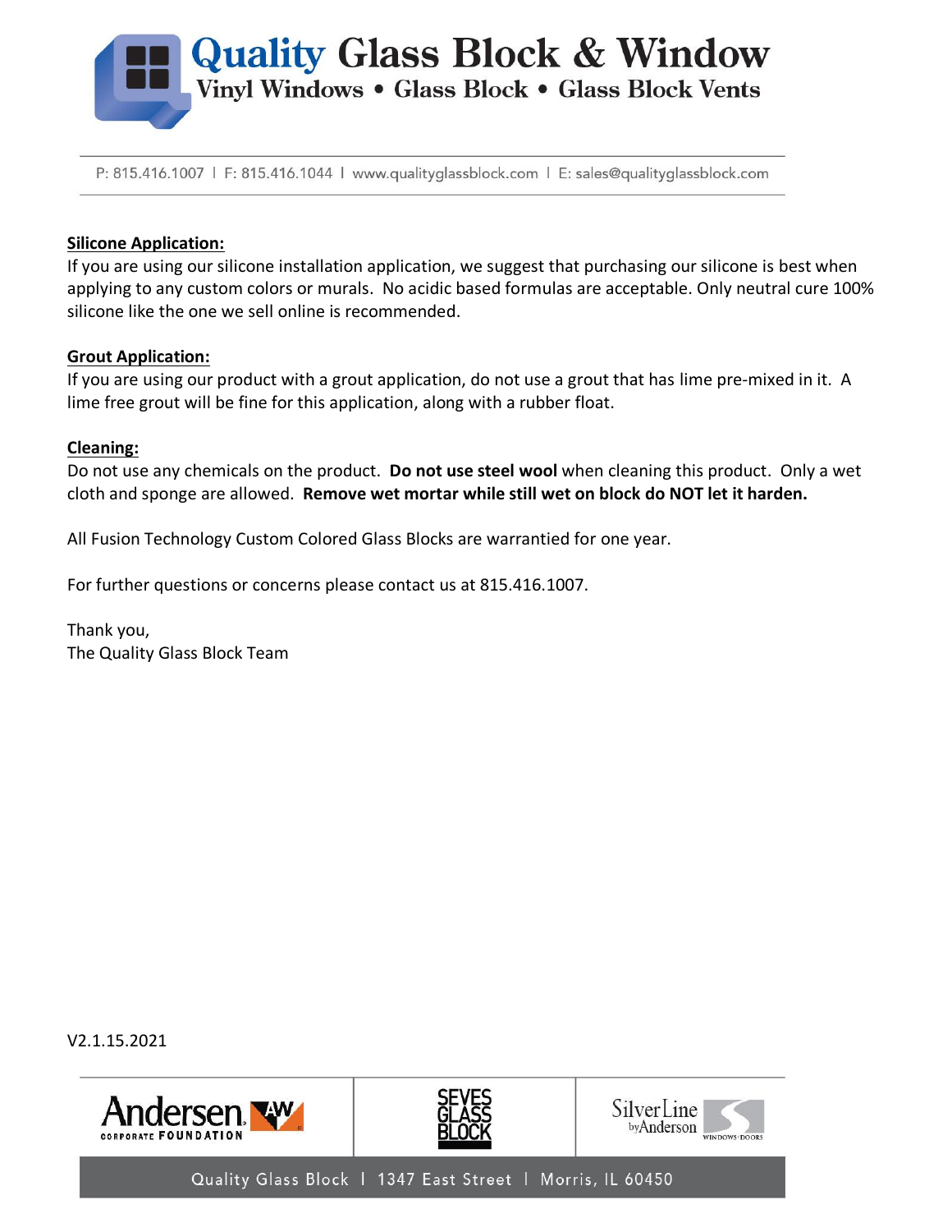# Quality Glass Block & Window

Vinyl Windows • Glass Block • Glass Block Vents

P: 815.416.1007 | F: 815.416.1044 | www.qualityglassblock.com | E: sales@qualityglassblock.com

**Silicone Application:**

If you are using our silicone installation application, we suggest that purchasing our silicone is best when applying to any custom colors or murals. No acidic based formulas are acceptable. Only neutral cure 100% silicone like the one we sell online is recommended.

**Grout Application:**

If you are using our product with a grout application, do not use a grout that has lime pre-mixed in it. A lime free grout will be fine for this application, along with a rubber float.

**Cleaning:**

Do not use any chemicals on the product. **Do not use steel wool** when cleaning this product. Only a wet cloth and sponge are allowed. **Remove wet mortar while still wet on block do NOT let it harden.**

All Fusion Technology Custom Colored Glass Blocks are warrantied for one year.

For further questions or concerns please contact us at 815.416.1007.

Thank you,
The Quality Glass Block Team

V2.1.15.2021

Andersen Corporate Foundation | Seves Glass Block | SilverLine by Anderson Windows Doors

Quality Glass Block | 1347 East Street | Morris, IL 60450